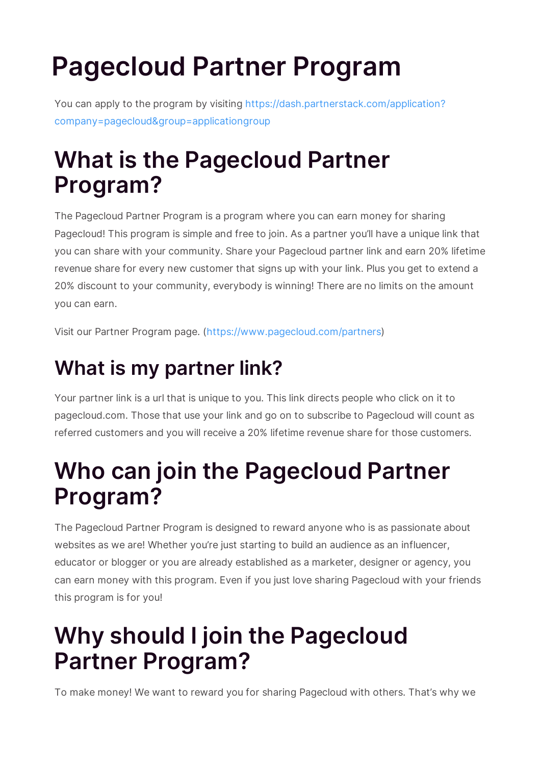# Pagecloud Partner Program

You can apply to the program by visiting https://dash.partnerstack.com/application?company=pagecloud&group=applicationgroup

## What is the Pagecloud Partner Program?

The Pagecloud Partner Program is a program where you can earn money for sharing Pagecloud! This program is simple and free to join. As a partner you'll have a unique link that you can share with your community. Share your Pagecloud partner link and earn 20% lifetime revenue share for every new customer that signs up with your link. Plus you get to extend a 20% discount to your community, everybody is winning! There are no limits on the amount you can earn.

Visit our Partner Program page. (https://www.pagecloud.com/partners)

### What is my partner link?

Your partner link is a url that is unique to you. This link directs people who click on it to pagecloud.com. Those that use your link and go on to subscribe to Pagecloud will count as referred customers and you will receive a 20% lifetime revenue share for those customers.

## Who can join the Pagecloud Partner Program?

The Pagecloud Partner Program is designed to reward anyone who is as passionate about websites as we are! Whether you're just starting to build an audience as an influencer, educator or blogger or you are already established as a marketer, designer or agency, you can earn money with this program. Even if you just love sharing Pagecloud with your friends this program is for you!

## Why should I join the Pagecloud Partner Program?

To make money! We want to reward you for sharing Pagecloud with others. That's why we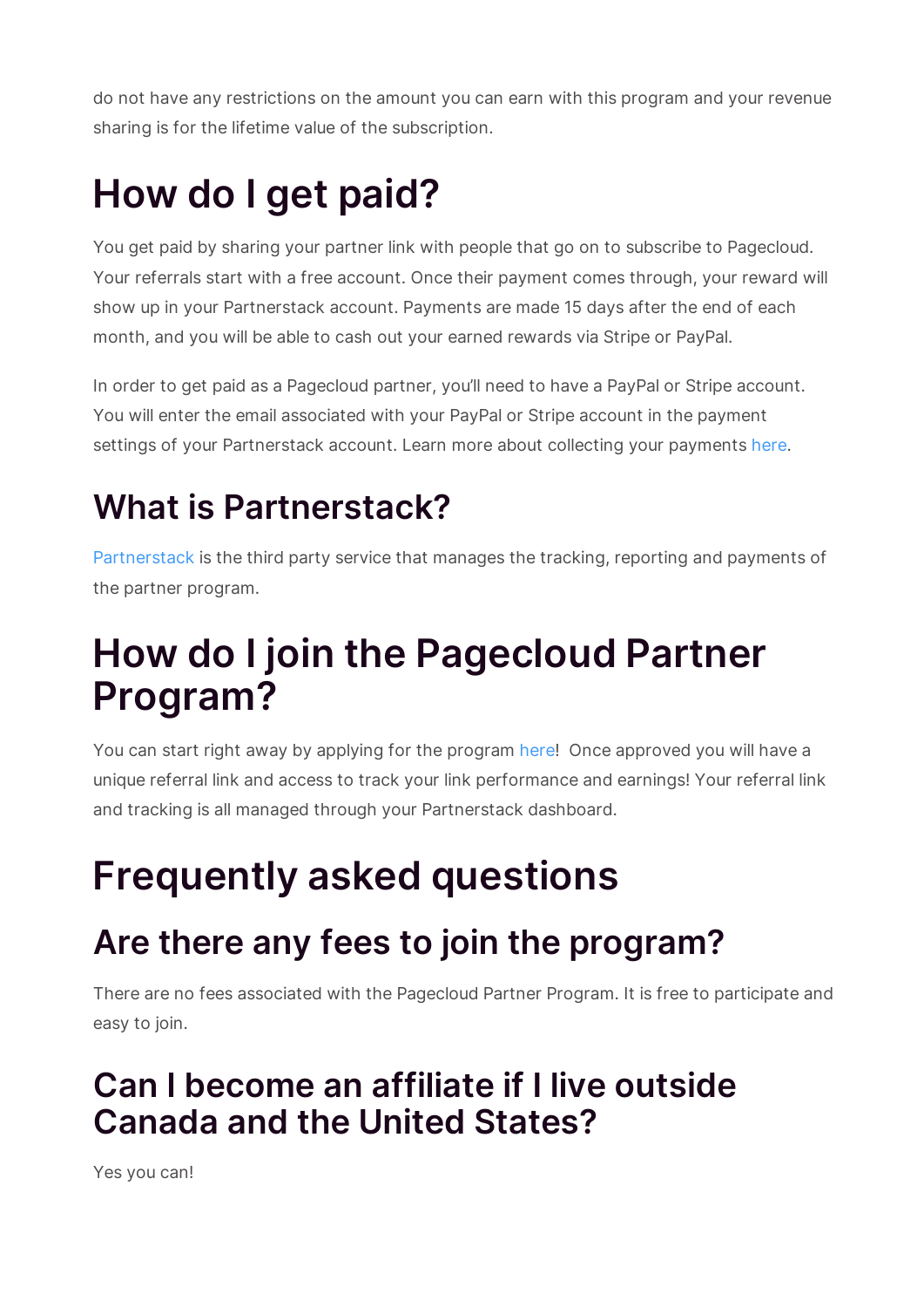do not have any restrictions on the amount you can earn with this program and your revenue sharing is for the lifetime value of the subscription.

# How do I get paid?

You get paid by sharing your partner link with people that go on to subscribe to Pagecloud. Your referrals start with a free account. Once their payment comes through, your reward will show up in your Partnerstack account. Payments are made 15 days after the end of each month, and you will be able to cash out your earned rewards via Stripe or PayPal.

In order to get paid as a Pagecloud partner, you'll need to have a PayPal or Stripe account. You will enter the email associated with your PayPal or Stripe account in the payment settings of your Partnerstack account. Learn more about collecting your payments here.

## What is Partnerstack?

Partnerstack is the third party service that manages the tracking, reporting and payments of the partner program.

# How do I join the Pagecloud Partner Program?

You can start right away by applying for the program here! Once approved you will have a unique referral link and access to track your link performance and earnings! Your referral link and tracking is all managed through your Partnerstack dashboard.

# Frequently asked questions

## Are there any fees to join the program?

There are no fees associated with the Pagecloud Partner Program. It is free to participate and easy to join.

## Can I become an affiliate if I live outside Canada and the United States?

Yes you can!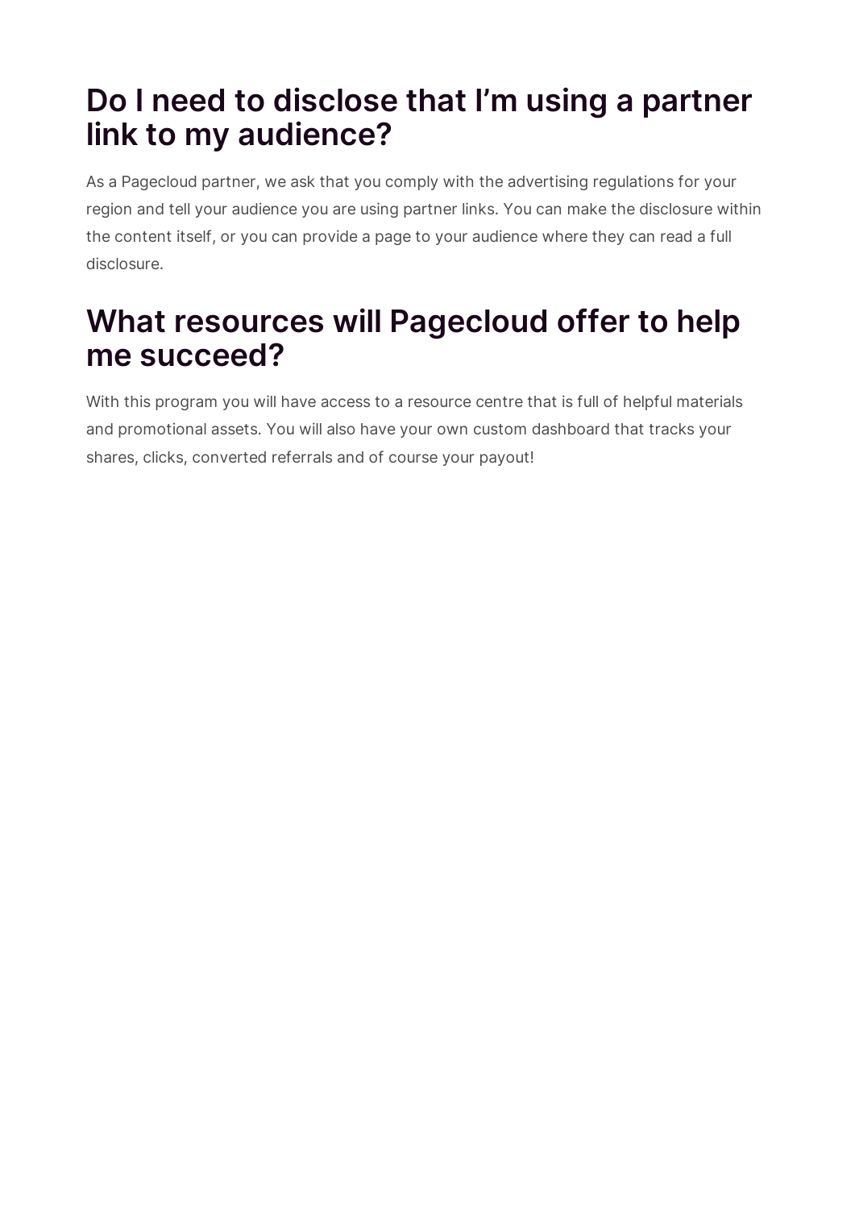## Do I need to disclose that I'm using a partner link to my audience?

As a Pagecloud partner, we ask that you comply with the advertising regulations for your region and tell your audience you are using partner links. You can make the disclosure within the content itself, or you can provide a page to your audience where they can read a full disclosure.

## What resources will Pagecloud offer to help me succeed?

With this program you will have access to a resource centre that is full of helpful materials and promotional assets. You will also have your own custom dashboard that tracks your shares, clicks, converted referrals and of course your payout!